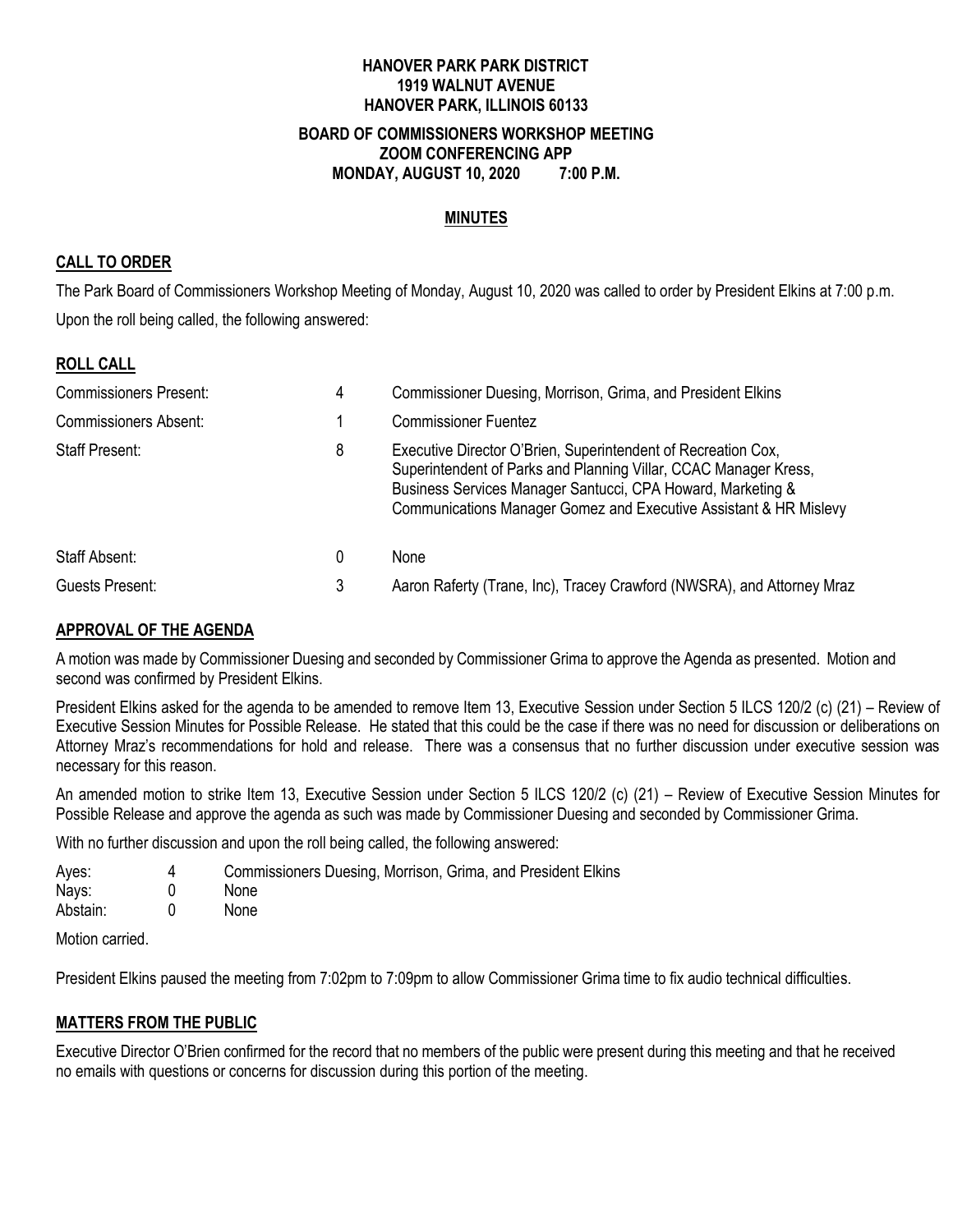# HANOVER PARK PARK DISTRICT
## 1919 WALNUT AVENUE
## HANOVER PARK, ILLINOIS 60133

### BOARD OF COMMISSIONERS WORKSHOP MEETING
### ZOOM CONFERENCING APP
### MONDAY, AUGUST 10, 2020 7:00 P.M.

### MINUTES

## CALL TO ORDER

The Park Board of Commissioners Workshop Meeting of Monday, August 10, 2020 was called to order by President Elkins at 7:00 p.m.

Upon the roll being called, the following answered:

## ROLL CALL

| | | |
|---|---|---|
| Commissioners Present: | 4 | Commissioner Duesing, Morrison, Grima, and President Elkins |
| Commissioners Absent: | 1 | Commissioner Fuentez |
| Staff Present: | 8 | Executive Director O'Brien, Superintendent of Recreation Cox, Superintendent of Parks and Planning Villar, CCAC Manager Kress, Business Services Manager Santucci, CPA Howard, Marketing & Communications Manager Gomez and Executive Assistant & HR Mislevy |
| Staff Absent: | 0 | None |
| Guests Present: | 3 | Aaron Raferty (Trane, Inc), Tracey Crawford (NWSRA), and Attorney Mraz |

## APPROVAL OF THE AGENDA

A motion was made by Commissioner Duesing and seconded by Commissioner Grima to approve the Agenda as presented. Motion and second was confirmed by President Elkins.

President Elkins asked for the agenda to be amended to remove Item 13, Executive Session under Section 5 ILCS 120/2 (c) (21) – Review of Executive Session Minutes for Possible Release. He stated that this could be the case if there was no need for discussion or deliberations on Attorney Mraz's recommendations for hold and release. There was a consensus that no further discussion under executive session was necessary for this reason.

An amended motion to strike Item 13, Executive Session under Section 5 ILCS 120/2 (c) (21) – Review of Executive Session Minutes for Possible Release and approve the agenda as such was made by Commissioner Duesing and seconded by Commissioner Grima.

With no further discussion and upon the roll being called, the following answered:

| | | |
|---|---|---|
| Ayes: | 4 | Commissioners Duesing, Morrison, Grima, and President Elkins |
| Nays: | 0 | None |
| Abstain: | 0 | None |

Motion carried.

President Elkins paused the meeting from 7:02pm to 7:09pm to allow Commissioner Grima time to fix audio technical difficulties.

## MATTERS FROM THE PUBLIC

Executive Director O'Brien confirmed for the record that no members of the public were present during this meeting and that he received no emails with questions or concerns for discussion during this portion of the meeting.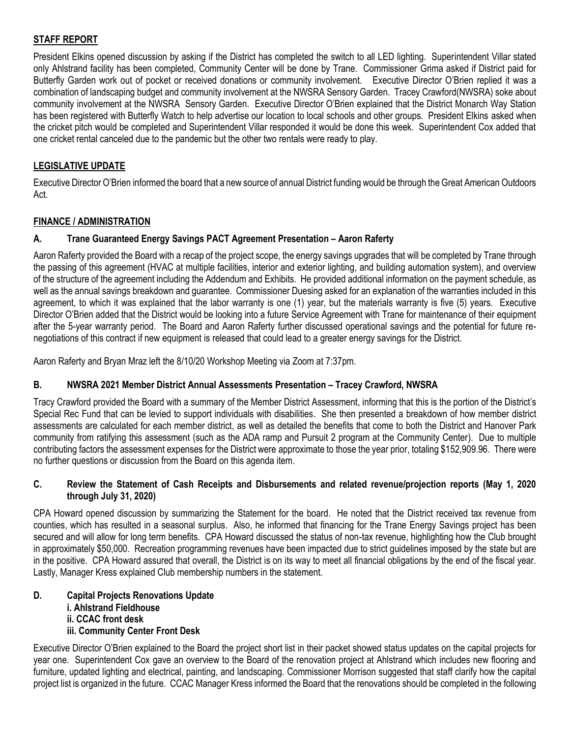## STAFF REPORT

President Elkins opened discussion by asking if the District has completed the switch to all LED lighting. Superintendent Villar stated only Ahlstrand facility has been completed, Community Center will be done by Trane. Commissioner Grima asked if District paid for Butterfly Garden work out of pocket or received donations or community involvement. Executive Director O'Brien replied it was a combination of landscaping budget and community involvement at the NWSRA Sensory Garden. Tracey Crawford(NWSRA) soke about community involvement at the NWSRA Sensory Garden. Executive Director O'Brien explained that the District Monarch Way Station has been registered with Butterfly Watch to help advertise our location to local schools and other groups. President Elkins asked when the cricket pitch would be completed and Superintendent Villar responded it would be done this week. Superintendent Cox added that one cricket rental canceled due to the pandemic but the other two rentals were ready to play.

## LEGISLATIVE UPDATE

Executive Director O'Brien informed the board that a new source of annual District funding would be through the Great American Outdoors Act.

## FINANCE / ADMINISTRATION

### A. Trane Guaranteed Energy Savings PACT Agreement Presentation – Aaron Raferty

Aaron Raferty provided the Board with a recap of the project scope, the energy savings upgrades that will be completed by Trane through the passing of this agreement (HVAC at multiple facilities, interior and exterior lighting, and building automation system), and overview of the structure of the agreement including the Addendum and Exhibits. He provided additional information on the payment schedule, as well as the annual savings breakdown and guarantee. Commissioner Duesing asked for an explanation of the warranties included in this agreement, to which it was explained that the labor warranty is one (1) year, but the materials warranty is five (5) years. Executive Director O'Brien added that the District would be looking into a future Service Agreement with Trane for maintenance of their equipment after the 5-year warranty period. The Board and Aaron Raferty further discussed operational savings and the potential for future re-negotiations of this contract if new equipment is released that could lead to a greater energy savings for the District.

Aaron Raferty and Bryan Mraz left the 8/10/20 Workshop Meeting via Zoom at 7:37pm.

### B. NWSRA 2021 Member District Annual Assessments Presentation – Tracey Crawford, NWSRA

Tracy Crawford provided the Board with a summary of the Member District Assessment, informing that this is the portion of the District's Special Rec Fund that can be levied to support individuals with disabilities. She then presented a breakdown of how member district assessments are calculated for each member district, as well as detailed the benefits that come to both the District and Hanover Park community from ratifying this assessment (such as the ADA ramp and Pursuit 2 program at the Community Center). Due to multiple contributing factors the assessment expenses for the District were approximate to those the year prior, totaling $152,909.96. There were no further questions or discussion from the Board on this agenda item.

### C. Review the Statement of Cash Receipts and Disbursements and related revenue/projection reports (May 1, 2020 through July 31, 2020)

CPA Howard opened discussion by summarizing the Statement for the board. He noted that the District received tax revenue from counties, which has resulted in a seasonal surplus. Also, he informed that financing for the Trane Energy Savings project has been secured and will allow for long term benefits. CPA Howard discussed the status of non-tax revenue, highlighting how the Club brought in approximately $50,000. Recreation programming revenues have been impacted due to strict guidelines imposed by the state but are in the positive. CPA Howard assured that overall, the District is on its way to meet all financial obligations by the end of the fiscal year. Lastly, Manager Kress explained Club membership numbers in the statement.

### D. Capital Projects Renovations Update

**i. Ahlstrand Fieldhouse**
**ii. CCAC front desk**
**iii. Community Center Front Desk**

Executive Director O'Brien explained to the Board the project short list in their packet showed status updates on the capital projects for year one. Superintendent Cox gave an overview to the Board of the renovation project at Ahlstrand which includes new flooring and furniture, updated lighting and electrical, painting, and landscaping. Commissioner Morrison suggested that staff clarify how the capital project list is organized in the future. CCAC Manager Kress informed the Board that the renovations should be completed in the following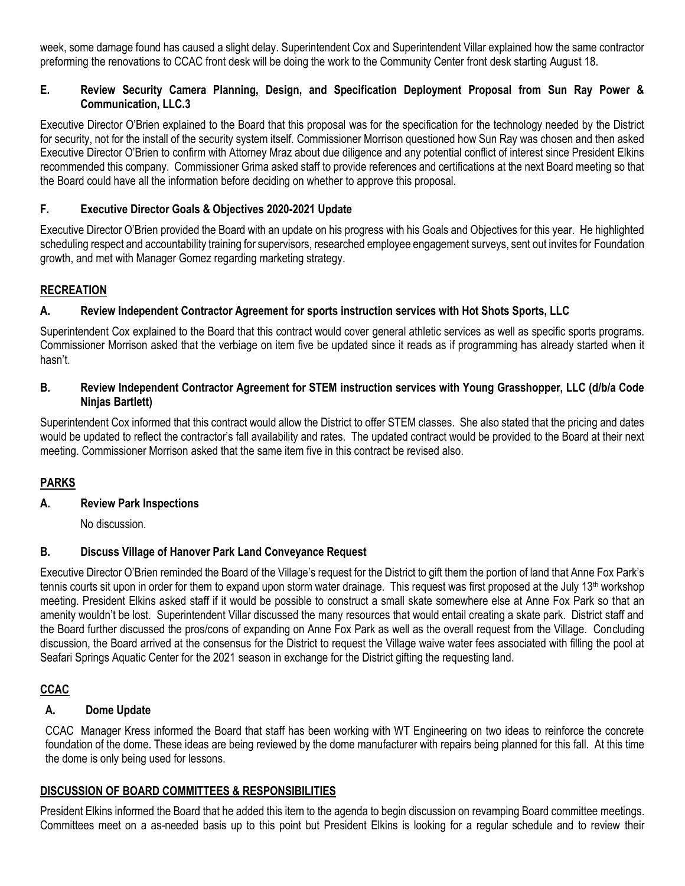week, some damage found has caused a slight delay. Superintendent Cox and Superintendent Villar explained how the same contractor preforming the renovations to CCAC front desk will be doing the work to the Community Center front desk starting August 18.

**E. Review Security Camera Planning, Design, and Specification Deployment Proposal from Sun Ray Power & Communication, LLC.3**

Executive Director O'Brien explained to the Board that this proposal was for the specification for the technology needed by the District for security, not for the install of the security system itself. Commissioner Morrison questioned how Sun Ray was chosen and then asked Executive Director O'Brien to confirm with Attorney Mraz about due diligence and any potential conflict of interest since President Elkins recommended this company. Commissioner Grima asked staff to provide references and certifications at the next Board meeting so that the Board could have all the information before deciding on whether to approve this proposal.

**F. Executive Director Goals & Objectives 2020-2021 Update**

Executive Director O'Brien provided the Board with an update on his progress with his Goals and Objectives for this year. He highlighted scheduling respect and accountability training for supervisors, researched employee engagement surveys, sent out invites for Foundation growth, and met with Manager Gomez regarding marketing strategy.

**RECREATION**

**A. Review Independent Contractor Agreement for sports instruction services with Hot Shots Sports, LLC**

Superintendent Cox explained to the Board that this contract would cover general athletic services as well as specific sports programs. Commissioner Morrison asked that the verbiage on item five be updated since it reads as if programming has already started when it hasn't.

**B. Review Independent Contractor Agreement for STEM instruction services with Young Grasshopper, LLC (d/b/a Code Ninjas Bartlett)**

Superintendent Cox informed that this contract would allow the District to offer STEM classes. She also stated that the pricing and dates would be updated to reflect the contractor's fall availability and rates. The updated contract would be provided to the Board at their next meeting. Commissioner Morrison asked that the same item five in this contract be revised also.

**PARKS**

**A. Review Park Inspections**

No discussion.

**B. Discuss Village of Hanover Park Land Conveyance Request**

Executive Director O'Brien reminded the Board of the Village's request for the District to gift them the portion of land that Anne Fox Park's tennis courts sit upon in order for them to expand upon storm water drainage. This request was first proposed at the July 13th workshop meeting. President Elkins asked staff if it would be possible to construct a small skate somewhere else at Anne Fox Park so that an amenity wouldn't be lost. Superintendent Villar discussed the many resources that would entail creating a skate park. District staff and the Board further discussed the pros/cons of expanding on Anne Fox Park as well as the overall request from the Village. Concluding discussion, the Board arrived at the consensus for the District to request the Village waive water fees associated with filling the pool at Seafari Springs Aquatic Center for the 2021 season in exchange for the District gifting the requesting land.

**CCAC**

**A. Dome Update**

CCAC Manager Kress informed the Board that staff has been working with WT Engineering on two ideas to reinforce the concrete foundation of the dome. These ideas are being reviewed by the dome manufacturer with repairs being planned for this fall. At this time the dome is only being used for lessons.

**DISCUSSION OF BOARD COMMITTEES & RESPONSIBILITIES**

President Elkins informed the Board that he added this item to the agenda to begin discussion on revamping Board committee meetings. Committees meet on a as-needed basis up to this point but President Elkins is looking for a regular schedule and to review their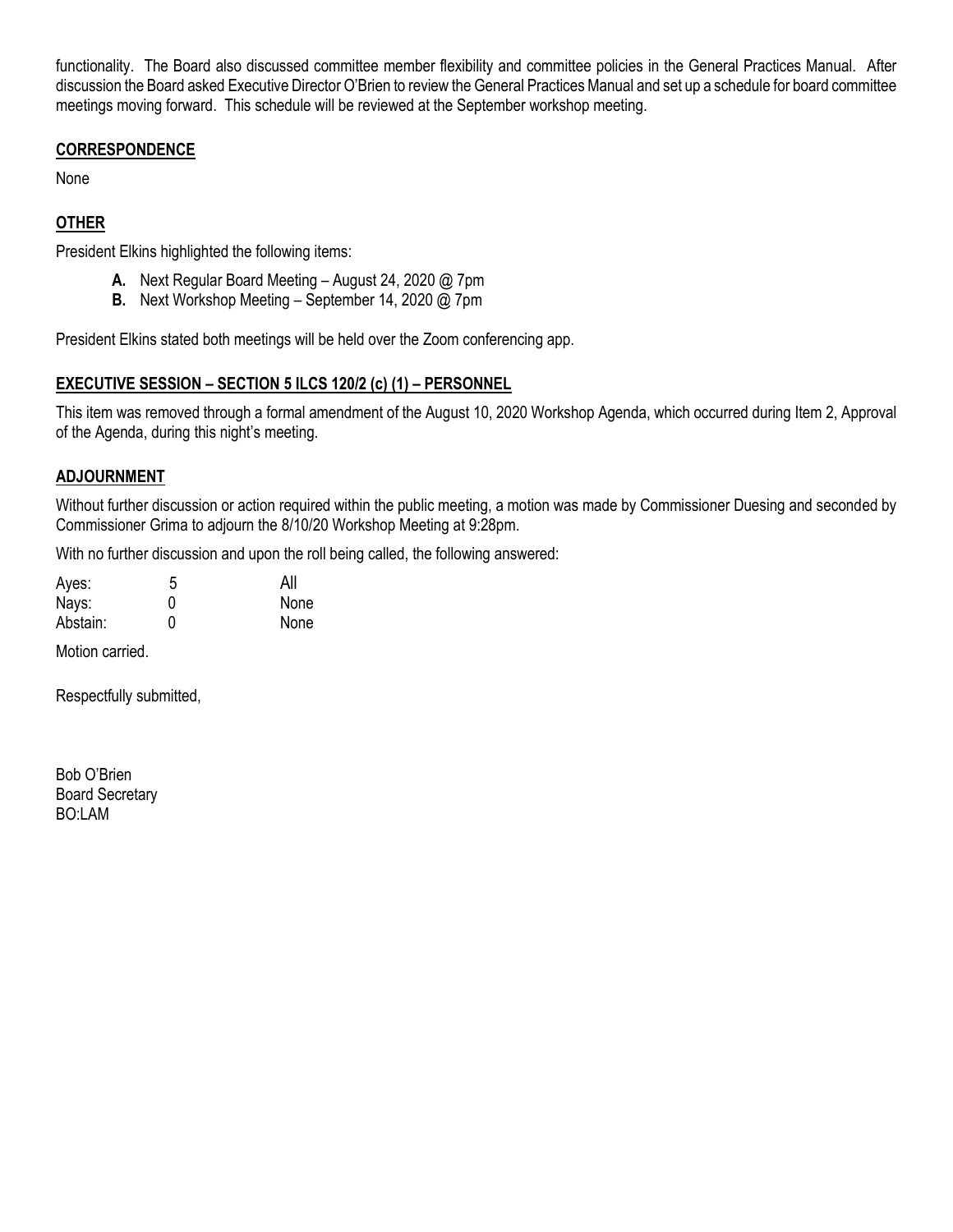functionality. The Board also discussed committee member flexibility and committee policies in the General Practices Manual. After discussion the Board asked Executive Director O'Brien to review the General Practices Manual and set up a schedule for board committee meetings moving forward. This schedule will be reviewed at the September workshop meeting.

## **CORRESPONDENCE**

None

## **OTHER**

President Elkins highlighted the following items:

- **A.** Next Regular Board Meeting – August 24, 2020 @ 7pm
- **B.** Next Workshop Meeting – September 14, 2020 @ 7pm

President Elkins stated both meetings will be held over the Zoom conferencing app.

## **EXECUTIVE SESSION – SECTION 5 ILCS 120/2 (c) (1) – PERSONNEL**

This item was removed through a formal amendment of the August 10, 2020 Workshop Agenda, which occurred during Item 2, Approval of the Agenda, during this night's meeting.

## **ADJOURNMENT**

Without further discussion or action required within the public meeting, a motion was made by Commissioner Duesing and seconded by Commissioner Grima to adjourn the 8/10/20 Workshop Meeting at 9:28pm.

With no further discussion and upon the roll being called, the following answered:

| | | |
|---|---|---|
| Ayes: | 5 | All |
| Nays: | 0 | None |
| Abstain: | 0 | None |

Motion carried.

Respectfully submitted,

Bob O'Brien
Board Secretary
BO:LAM